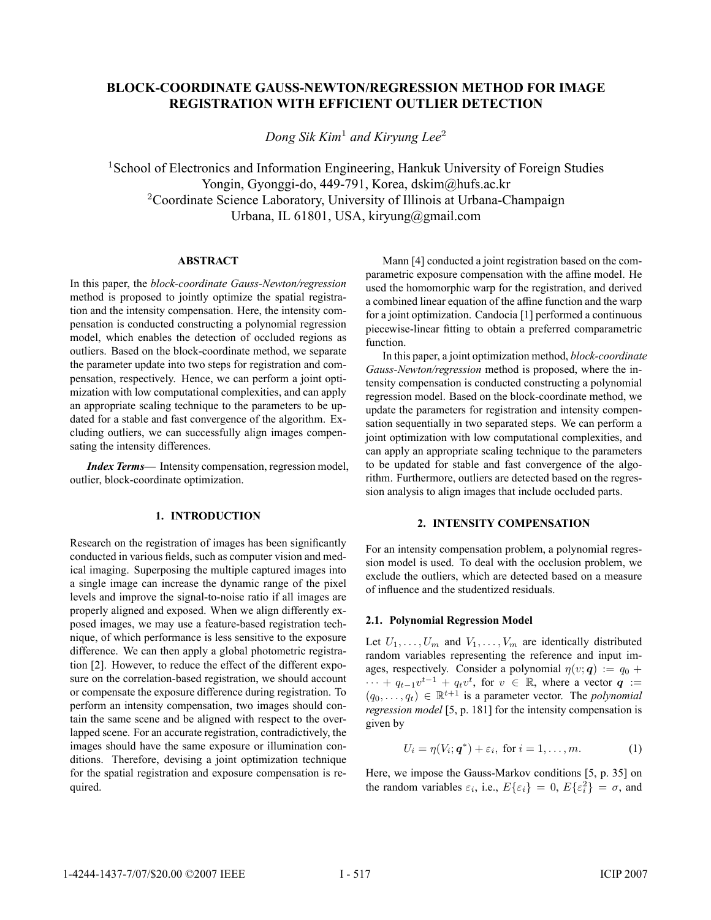# BLOCK-COORDINATE GAUSS-NEWTON/REGRESSION METHOD FOR IMAGE REGISTRATION WITH EFFICIENT OUTLIER DETECTION

*Dong Sik Kim*[1] *and Kiryung Lee*[2]

[1]School of Electronics and Information Engineering, Hankuk University of Foreign Studies
Yongin, Gyonggi-do, 449-791, Korea, dskim@hufs.ac.kr
[2]Coordinate Science Laboratory, University of Illinois at Urbana-Champaign
Urbana, IL 61801, USA, kiryung@gmail.com

### ABSTRACT

In this paper, the *block-coordinate Gauss-Newton/regression* method is proposed to jointly optimize the spatial registration and the intensity compensation. Here, the intensity compensation is conducted constructing a polynomial regression model, which enables the detection of occluded regions as outliers. Based on the block-coordinate method, we separate the parameter update into two steps for registration and compensation, respectively. Hence, we can perform a joint optimization with low computational complexities, and can apply an appropriate scaling technique to the parameters to be updated for a stable and fast convergence of the algorithm. Excluding outliers, we can successfully align images compensating the intensity differences.

***Index Terms*—** Intensity compensation, regression model, outlier, block-coordinate optimization.

## 1. INTRODUCTION

Research on the registration of images has been significantly conducted in various fields, such as computer vision and medical imaging. Superposing the multiple captured images into a single image can increase the dynamic range of the pixel levels and improve the signal-to-noise ratio if all images are properly aligned and exposed. When we align differently exposed images, we may use a feature-based registration technique, of which performance is less sensitive to the exposure difference. We can then apply a global photometric registration [2]. However, to reduce the effect of the different exposure on the correlation-based registration, we should account or compensate the exposure difference during registration. To perform an intensity compensation, two images should contain the same scene and be aligned with respect to the overlapped scene. For an accurate registration, contradictively, the images should have the same exposure or illumination conditions. Therefore, devising a joint optimization technique for the spatial registration and exposure compensation is required.

Mann [4] conducted a joint registration based on the comparametric exposure compensation with the affine model. He used the homomorphic warp for the registration, and derived a combined linear equation of the affine function and the warp for a joint optimization. Candocia [1] performed a continuous piecewise-linear fitting to obtain a preferred comparametric function.

In this paper, a joint optimization method, *block-coordinate Gauss-Newton/regression* method is proposed, where the intensity compensation is conducted constructing a polynomial regression model. Based on the block-coordinate method, we update the parameters for registration and intensity compensation sequentially in two separated steps. We can perform a joint optimization with low computational complexities, and can apply an appropriate scaling technique to the parameters to be updated for stable and fast convergence of the algorithm. Furthermore, outliers are detected based on the regression analysis to align images that include occluded parts.

## 2. INTENSITY COMPENSATION

For an intensity compensation problem, a polynomial regression model is used. To deal with the occlusion problem, we exclude the outliers, which are detected based on a measure of influence and the studentized residuals.

### 2.1. Polynomial Regression Model

Let $U_1, \ldots, U_m$ and $V_1, \ldots, V_m$ are identically distributed random variables representing the reference and input images, respectively. Consider a polynomial $\eta(v; \boldsymbol{q}) := q_0 + \cdots + q_{t-1}v^{t-1} + q_t v^t$, for $v \in \mathbb{R}$, where a vector $\boldsymbol{q} := (q_0, \ldots, q_t) \in \mathbb{R}^{t+1}$ is a parameter vector. The *polynomial regression model* [5, p. 181] for the intensity compensation is given by

$$U_i = \eta(V_i; \boldsymbol{q}^*) + \varepsilon_i, \text{ for } i = 1, \ldots, m. \tag{1}$$

Here, we impose the Gauss-Markov conditions [5, p. 35] on the random variables $\varepsilon_i$, i.e., $E\{\varepsilon_i\} = 0$, $E\{\varepsilon_i^2\} = \sigma$, and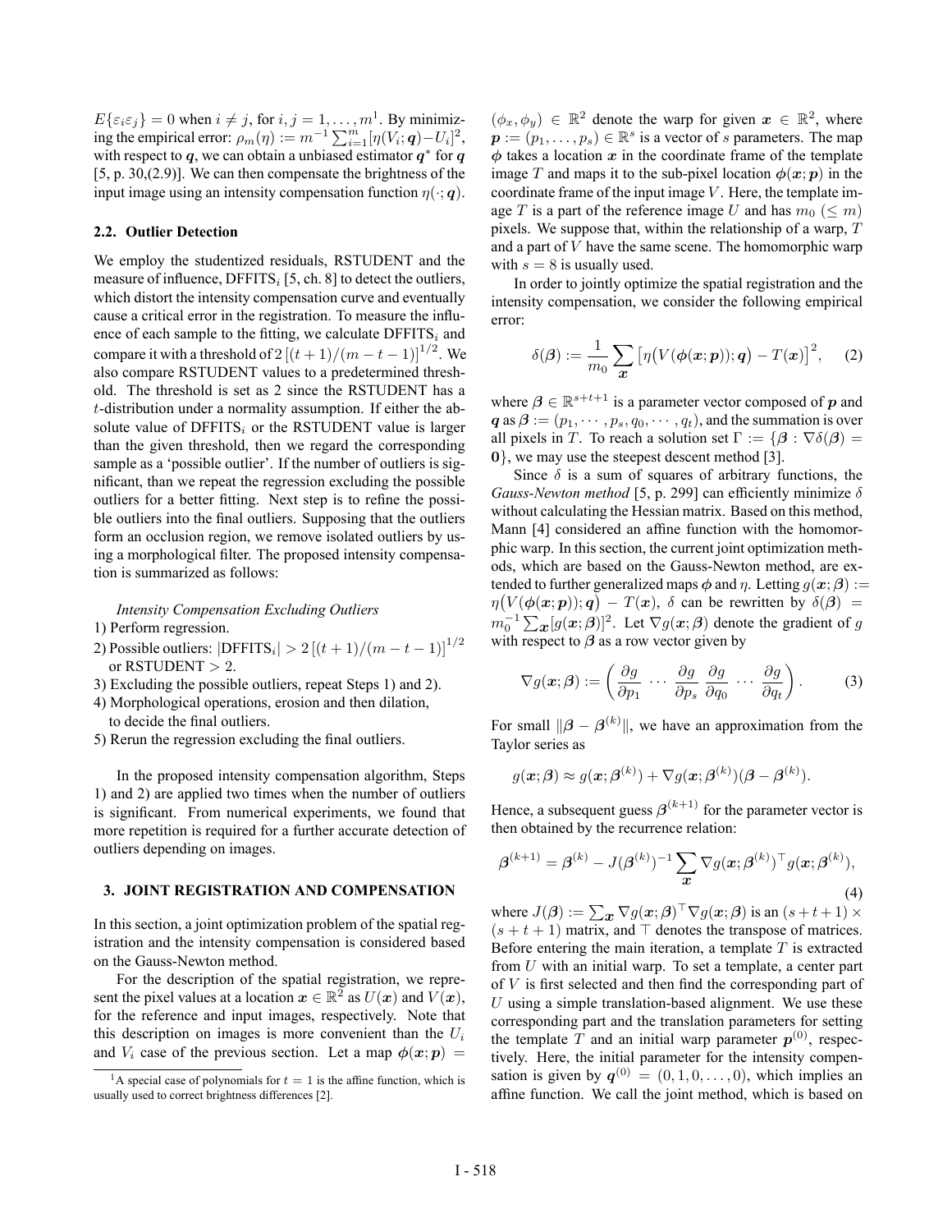$E\{\varepsilon_i\varepsilon_j\} = 0$ when $i \neq j$, for $i, j = 1, \ldots, m$[1]. By minimizing the empirical error: $\rho_m(\eta) := m^{-1}\sum_{i=1}^{m}[\eta(V_i; \boldsymbol{q}) - U_i]^2$, with respect to $\boldsymbol{q}$, we can obtain a unbiased estimator $\boldsymbol{q}^*$ for $\boldsymbol{q}$ [5, p. 30,(2.9)]. We can then compensate the brightness of the input image using an intensity compensation function $\eta(\cdot; \boldsymbol{q})$.

### 2.2. Outlier Detection

We employ the studentized residuals, RSTUDENT and the measure of influence, $\text{DFFITS}_i$ [5, ch. 8] to detect the outliers, which distort the intensity compensation curve and eventually cause a critical error in the registration. To measure the influence of each sample to the fitting, we calculate $\text{DFFITS}_i$ and compare it with a threshold of $2\left[(t+1)/(m-t-1)\right]^{1/2}$. We also compare RSTUDENT values to a predetermined threshold. The threshold is set as 2 since the RSTUDENT has a $t$-distribution under a normality assumption. If either the absolute value of $\text{DFFITS}_i$ or the RSTUDENT value is larger than the given threshold, then we regard the corresponding sample as a 'possible outlier'. If the number of outliers is significant, than we repeat the regression excluding the possible outliers for a better fitting. Next step is to refine the possible outliers into the final outliers. Supposing that the outliers form an occlusion region, we remove isolated outliers by using a morphological filter. The proposed intensity compensation is summarized as follows:

*Intensity Compensation Excluding Outliers*

1) Perform regression.
2) Possible outliers: $|\text{DFFITS}_i| > 2\left[(t+1)/(m-t-1)\right]^{1/2}$ or RSTUDENT $> 2$.
3) Excluding the possible outliers, repeat Steps 1) and 2).
4) Morphological operations, erosion and then dilation, to decide the final outliers.
5) Rerun the regression excluding the final outliers.

In the proposed intensity compensation algorithm, Steps 1) and 2) are applied two times when the number of outliers is significant. From numerical experiments, we found that more repetition is required for a further accurate detection of outliers depending on images.

## 3. JOINT REGISTRATION AND COMPENSATION

In this section, a joint optimization problem of the spatial registration and the intensity compensation is considered based on the Gauss-Newton method.

For the description of the spatial registration, we represent the pixel values at a location $\boldsymbol{x} \in \mathbb{R}^2$ as $U(\boldsymbol{x})$ and $V(\boldsymbol{x})$, for the reference and input images, respectively. Note that this description on images is more convenient than the $U_i$ and $V_i$ case of the previous section. Let a map $\boldsymbol{\phi}(\boldsymbol{x}; \boldsymbol{p}) = (\phi_x, \phi_y) \in \mathbb{R}^2$ denote the warp for given $\boldsymbol{x} \in \mathbb{R}^2$, where $\boldsymbol{p} := (p_1, \ldots, p_s) \in \mathbb{R}^s$ is a vector of $s$ parameters. The map $\boldsymbol{\phi}$ takes a location $\boldsymbol{x}$ in the coordinate frame of the template image $T$ and maps it to the sub-pixel location $\boldsymbol{\phi}(\boldsymbol{x}; \boldsymbol{p})$ in the coordinate frame of the input image $V$. Here, the template image $T$ is a part of the reference image $U$ and has $m_0$ $(\leq m)$ pixels. We suppose that, within the relationship of a warp, $T$ and a part of $V$ have the same scene. The homomorphic warp with $s = 8$ is usually used.

In order to jointly optimize the spatial registration and the intensity compensation, we consider the following empirical error:

$$\delta(\boldsymbol{\beta}) := \frac{1}{m_0}\sum_{\boldsymbol{x}}\left[\eta\big(V(\boldsymbol{\phi}(\boldsymbol{x}; \boldsymbol{p})); \boldsymbol{q}\big) - T(\boldsymbol{x})\right]^2, \quad (2)$$

where $\boldsymbol{\beta} \in \mathbb{R}^{s+t+1}$ is a parameter vector composed of $\boldsymbol{p}$ and $\boldsymbol{q}$ as $\boldsymbol{\beta} := (p_1, \cdots, p_s, q_0, \cdots, q_t)$, and the summation is over all pixels in $T$. To reach a solution set $\Gamma := \{\boldsymbol{\beta} : \nabla\delta(\boldsymbol{\beta}) = \boldsymbol{0}\}$, we may use the steepest descent method [3].

Since $\delta$ is a sum of squares of arbitrary functions, the *Gauss-Newton method* [5, p. 299] can efficiently minimize $\delta$ without calculating the Hessian matrix. Based on this method, Mann [4] considered an affine function with the homomorphic warp. In this section, the current joint optimization methods, which are based on the Gauss-Newton method, are extended to further generalized maps $\boldsymbol{\phi}$ and $\eta$. Letting $g(\boldsymbol{x}; \boldsymbol{\beta}) := \eta\big(V(\boldsymbol{\phi}(\boldsymbol{x}; \boldsymbol{p})); \boldsymbol{q}\big) - T(\boldsymbol{x})$, $\delta$ can be rewritten by $\delta(\boldsymbol{\beta}) = m_0^{-1}\sum_{\boldsymbol{x}}[g(\boldsymbol{x}; \boldsymbol{\beta})]^2$. Let $\nabla g(\boldsymbol{x}; \boldsymbol{\beta})$ denote the gradient of $g$ with respect to $\boldsymbol{\beta}$ as a row vector given by

$$\nabla g(\boldsymbol{x}; \boldsymbol{\beta}) := \left(\frac{\partial g}{\partial p_1} \;\cdots\; \frac{\partial g}{\partial p_s}\; \frac{\partial g}{\partial q_0} \;\cdots\; \frac{\partial g}{\partial q_t}\right). \quad (3)$$

For small $\|\boldsymbol{\beta} - \boldsymbol{\beta}^{(k)}\|$, we have an approximation from the Taylor series as

$$g(\boldsymbol{x}; \boldsymbol{\beta}) \approx g(\boldsymbol{x}; \boldsymbol{\beta}^{(k)}) + \nabla g(\boldsymbol{x}; \boldsymbol{\beta}^{(k)})(\boldsymbol{\beta} - \boldsymbol{\beta}^{(k)}).$$

Hence, a subsequent guess $\boldsymbol{\beta}^{(k+1)}$ for the parameter vector is then obtained by the recurrence relation:

$$\boldsymbol{\beta}^{(k+1)} = \boldsymbol{\beta}^{(k)} - J(\boldsymbol{\beta}^{(k)})^{-1}\sum_{\boldsymbol{x}}\nabla g(\boldsymbol{x}; \boldsymbol{\beta}^{(k)})^{\top} g(\boldsymbol{x}; \boldsymbol{\beta}^{(k)}), \quad (4)$$

where $J(\boldsymbol{\beta}) := \sum_{\boldsymbol{x}}\nabla g(\boldsymbol{x}; \boldsymbol{\beta})^{\top}\nabla g(\boldsymbol{x}; \boldsymbol{\beta})$ is an $(s+t+1) \times (s+t+1)$ matrix, and $\top$ denotes the transpose of matrices. Before entering the main iteration, a template $T$ is extracted from $U$ with an initial warp. To set a template, a center part of $V$ is first selected and then find the corresponding part of $U$ using a simple translation-based alignment. We use these corresponding part and the translation parameters for setting the template $T$ and an initial warp parameter $\boldsymbol{p}^{(0)}$, respectively. Here, the initial parameter for the intensity compensation is given by $\boldsymbol{q}^{(0)} = (0, 1, 0, \ldots, 0)$, which implies an affine function. We call the joint method, which is based on

[1] A special case of polynomials for $t = 1$ is the affine function, which is usually used to correct brightness differences [2].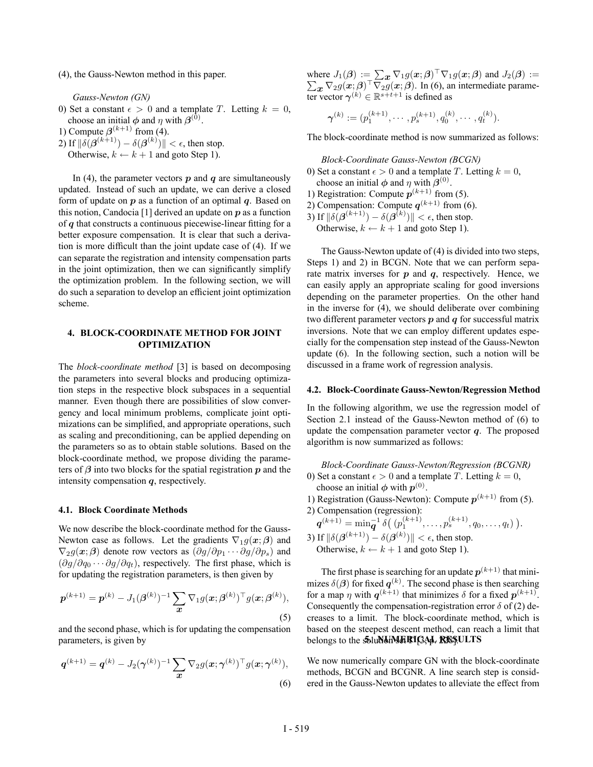(4), the Gauss-Newton method in this paper.

*Gauss-Newton (GN)*

0) Set a constant $\epsilon > 0$ and a template $T$. Letting $k = 0$, choose an initial $\boldsymbol{\phi}$ and $\eta$ with $\boldsymbol{\beta}^{(0)}$.
1) Compute $\boldsymbol{\beta}^{(k+1)}$ from (4).
2) If $\|\delta(\boldsymbol{\beta}^{(k+1)}) - \delta(\boldsymbol{\beta}^{(k)})\| < \epsilon$, then stop. Otherwise, $k \leftarrow k + 1$ and goto Step 1).

In (4), the parameter vectors $\boldsymbol{p}$ and $\boldsymbol{q}$ are simultaneously updated. Instead of such an update, we can derive a closed form of update on $\boldsymbol{p}$ as a function of an optimal $\boldsymbol{q}$. Based on this notion, Candocia [1] derived an update on $\boldsymbol{p}$ as a function of $\boldsymbol{q}$ that constructs a continuous piecewise-linear fitting for a better exposure compensation. It is clear that such a derivation is more difficult than the joint update case of (4). If we can separate the registration and intensity compensation parts in the joint optimization, then we can significantly simplify the optimization problem. In the following section, we will do such a separation to develop an efficient joint optimization scheme.

## 4. BLOCK-COORDINATE METHOD FOR JOINT OPTIMIZATION

The *block-coordinate method* [3] is based on decomposing the parameters into several blocks and producing optimization steps in the respective block subspaces in a sequential manner. Even though there are possibilities of slow convergency and local minimum problems, complicate joint optimizations can be simplified, and appropriate operations, such as scaling and preconditioning, can be applied depending on the parameters so as to obtain stable solutions. Based on the block-coordinate method, we propose dividing the parameters of $\boldsymbol{\beta}$ into two blocks for the spatial registration $\boldsymbol{p}$ and the intensity compensation $\boldsymbol{q}$, respectively.

### 4.1. Block Coordinate Methods

We now describe the block-coordinate method for the Gauss-Newton case as follows. Let the gradients $\nabla_1 g(\boldsymbol{x};\boldsymbol{\beta})$ and $\nabla_2 g(\boldsymbol{x};\boldsymbol{\beta})$ denote row vectors as $(\partial g/\partial p_1 \cdots \partial g/\partial p_s)$ and $(\partial g/\partial q_0 \cdots \partial g/\partial q_t)$, respectively. The first phase, which is for updating the registration parameters, is then given by

$$\boldsymbol{p}^{(k+1)} = \boldsymbol{p}^{(k)} - J_1(\boldsymbol{\beta}^{(k)})^{-1} \sum_{\boldsymbol{x}} \nabla_1 g(\boldsymbol{x};\boldsymbol{\beta}^{(k)})^\top g(\boldsymbol{x};\boldsymbol{\beta}^{(k)}), \tag{5}$$

and the second phase, which is for updating the compensation parameters, is given by

$$\boldsymbol{q}^{(k+1)} = \boldsymbol{q}^{(k)} - J_2(\boldsymbol{\gamma}^{(k)})^{-1} \sum_{\boldsymbol{x}} \nabla_2 g(\boldsymbol{x};\boldsymbol{\gamma}^{(k)})^\top g(\boldsymbol{x};\boldsymbol{\gamma}^{(k)}), \tag{6}$$

where $J_1(\boldsymbol{\beta}) := \sum_{\boldsymbol{x}} \nabla_1 g(\boldsymbol{x};\boldsymbol{\beta})^\top \nabla_1 g(\boldsymbol{x};\boldsymbol{\beta})$ and $J_2(\boldsymbol{\beta}) := \sum_{\boldsymbol{x}} \nabla_2 g(\boldsymbol{x};\boldsymbol{\beta})^\top \nabla_2 g(\boldsymbol{x};\boldsymbol{\beta})$. In (6), an intermediate parameter vector $\boldsymbol{\gamma}^{(k)} \in \mathbb{R}^{s+t+1}$ is defined as

$$\boldsymbol{\gamma}^{(k)} := (p_1^{(k+1)}, \cdots, p_s^{(k+1)}, q_0^{(k)}, \cdots, q_t^{(k)}).$$

The block-coordinate method is now summarized as follows:

*Block-Coordinate Gauss-Newton (BCGN)*

0) Set a constant $\epsilon > 0$ and a template $T$. Letting $k = 0$, choose an initial $\boldsymbol{\phi}$ and $\eta$ with $\boldsymbol{\beta}^{(0)}$.
1) Registration: Compute $\boldsymbol{p}^{(k+1)}$ from (5).
2) Compensation: Compute $\boldsymbol{q}^{(k+1)}$ from (6).
3) If $\|\delta(\boldsymbol{\beta}^{(k+1)}) - \delta(\boldsymbol{\beta}^{(k)})\| < \epsilon$, then stop. Otherwise, $k \leftarrow k + 1$ and goto Step 1).

The Gauss-Newton update of (4) is divided into two steps, Steps 1) and 2) in BCGN. Note that we can perform separate matrix inverses for $\boldsymbol{p}$ and $\boldsymbol{q}$, respectively. Hence, we can easily apply an appropriate scaling for good inversions depending on the parameter properties. On the other hand in the inverse for (4), we should deliberate over combining two different parameter vectors $\boldsymbol{p}$ and $\boldsymbol{q}$ for successful matrix inversions. Note that we can employ different updates especially for the compensation step instead of the Gauss-Newton update (6). In the following section, such a notion will be discussed in a frame work of regression analysis.

### 4.2. Block-Coordinate Gauss-Newton/Regression Method

In the following algorithm, we use the regression model of Section 2.1 instead of the Gauss-Newton method of (6) to update the compensation parameter vector $\boldsymbol{q}$. The proposed algorithm is now summarized as follows:

*Block-Coordinate Gauss-Newton/Regression (BCGNR)*

0) Set a constant $\epsilon > 0$ and a template $T$. Letting $k = 0$, choose an initial $\boldsymbol{\phi}$ with $\boldsymbol{p}^{(0)}$.
1) Registration (Gauss-Newton): Compute $\boldsymbol{p}^{(k+1)}$ from (5).
2) Compensation (regression): $\boldsymbol{q}^{(k+1)} = \min_{\boldsymbol{q}}^{-1} \delta\big( (p_1^{(k+1)}, \ldots, p_s^{(k+1)}, q_0, \ldots, q_t) \big)$.
3) If $\|\delta(\boldsymbol{\beta}^{(k+1)}) - \delta(\boldsymbol{\beta}^{(k)})\| < \epsilon$, then stop. Otherwise, $k \leftarrow k + 1$ and goto Step 1).

The first phase is searching for an update $\boldsymbol{p}^{(k+1)}$ that minimizes $\delta(\boldsymbol{\beta})$ for fixed $\boldsymbol{q}^{(k)}$. The second phase is then searching for a map $\eta$ with $\boldsymbol{q}^{(k+1)}$ that minimizes $\delta$ for a fixed $\boldsymbol{p}^{(k+1)}$. Consequently the compensation-registration error $\delta$ of (2) decreases to a limit. The block-coordinate method, which is based on the steepest descent method, can reach a limit that belongs to the solution set [3, p. 208].

## 5. NUMERICAL RESULTS

We now numerically compare GN with the block-coordinate methods, BCGN and BCGNR. A line search step is considered in the Gauss-Newton updates to alleviate the effect from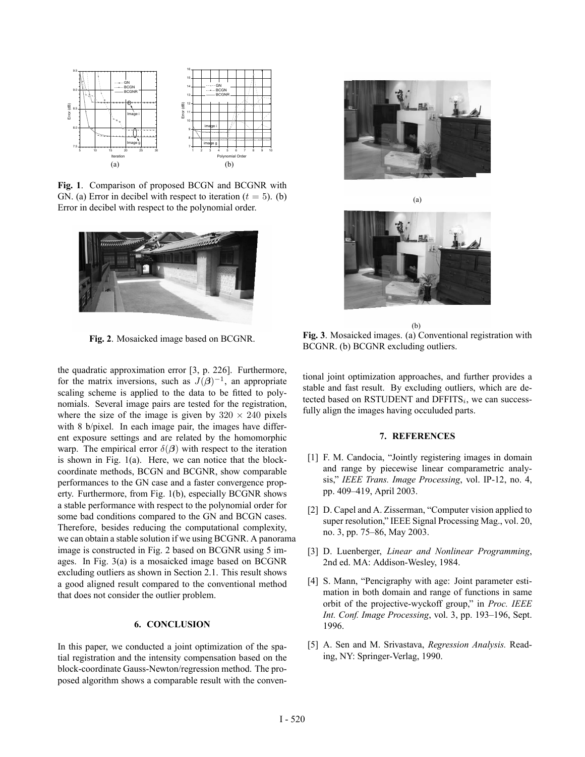(a)

(b)

9.5
9.0
8.5
8.0
7.5
Error (dB)
5 10 15 20 25 30
Iteration
GN
BCGN
BCGNR
Image i
Image g

16
15
14
13
12
11
10
9
8
7
Error (dB)
1 2 3 4 5 6 7 8 9 10
Polynomial Order
GN
BCGN
BCGNR
image i
image g

**Fig. 1**. Comparison of proposed BCGN and BCGNR with GN. (a) Error in decibel with respect to iteration ($t = 5$). (b) Error in decibel with respect to the polynomial order.

**Fig. 2**. Mosaicked image based on BCGNR.

(a)

(b)

**Fig. 3**. Mosaicked images. (a) Conventional registration with BCGNR. (b) BCGNR excluding outliers.

the quadratic approximation error [3, p. 226]. Furthermore, for the matrix inversions, such as $J(\boldsymbol{\beta})^{-1}$, an appropriate scaling scheme is applied to the data to be fitted to polynomials. Several image pairs are tested for the registration, where the size of the image is given by $320 \times 240$ pixels with 8 b/pixel. In each image pair, the images have different exposure settings and are related by the homomorphic warp. The empirical error $\delta(\boldsymbol{\beta})$ with respect to the iteration is shown in Fig. 1(a). Here, we can notice that the block-coordinate methods, BCGN and BCGNR, show comparable performances to the GN case and a faster convergence property. Furthermore, from Fig. 1(b), especially BCGNR shows a stable performance with respect to the polynomial order for some bad conditions compared to the GN and BCGN cases. Therefore, besides reducing the computational complexity, we can obtain a stable solution if we using BCGNR. A panorama image is constructed in Fig. 2 based on BCGNR using 5 images. In Fig. 3(a) is a mosaicked image based on BCGNR excluding outliers as shown in Section 2.1. This result shows a good aligned result compared to the conventional method that does not consider the outlier problem.

## 6. CONCLUSION

In this paper, we conducted a joint optimization of the spatial registration and the intensity compensation based on the block-coordinate Gauss-Newton/regression method. The proposed algorithm shows a comparable result with the conventional joint optimization approaches, and further provides a stable and fast result. By excluding outliers, which are detected based on RSTUDENT and DFFITS$_i$, we can successfully align the images having occuluded parts.

## 7. REFERENCES

[1] F. M. Candocia, "Jointly registering images in domain and range by piecewise linear comparametric analysis," *IEEE Trans. Image Processing*, vol. IP-12, no. 4, pp. 409–419, April 2003.

[2] D. Capel and A. Zisserman, "Computer vision applied to super resolution," IEEE Signal Processing Mag., vol. 20, no. 3, pp. 75–86, May 2003.

[3] D. Luenberger, *Linear and Nonlinear Programming*, 2nd ed. MA: Addison-Wesley, 1984.

[4] S. Mann, "Pencigraphy with age: Joint parameter estimation in both domain and range of functions in same orbit of the projective-wyckoff group," in *Proc. IEEE Int. Conf. Image Processing*, vol. 3, pp. 193–196, Sept. 1996.

[5] A. Sen and M. Srivastava, *Regression Analysis.* Reading, NY: Springer-Verlag, 1990.